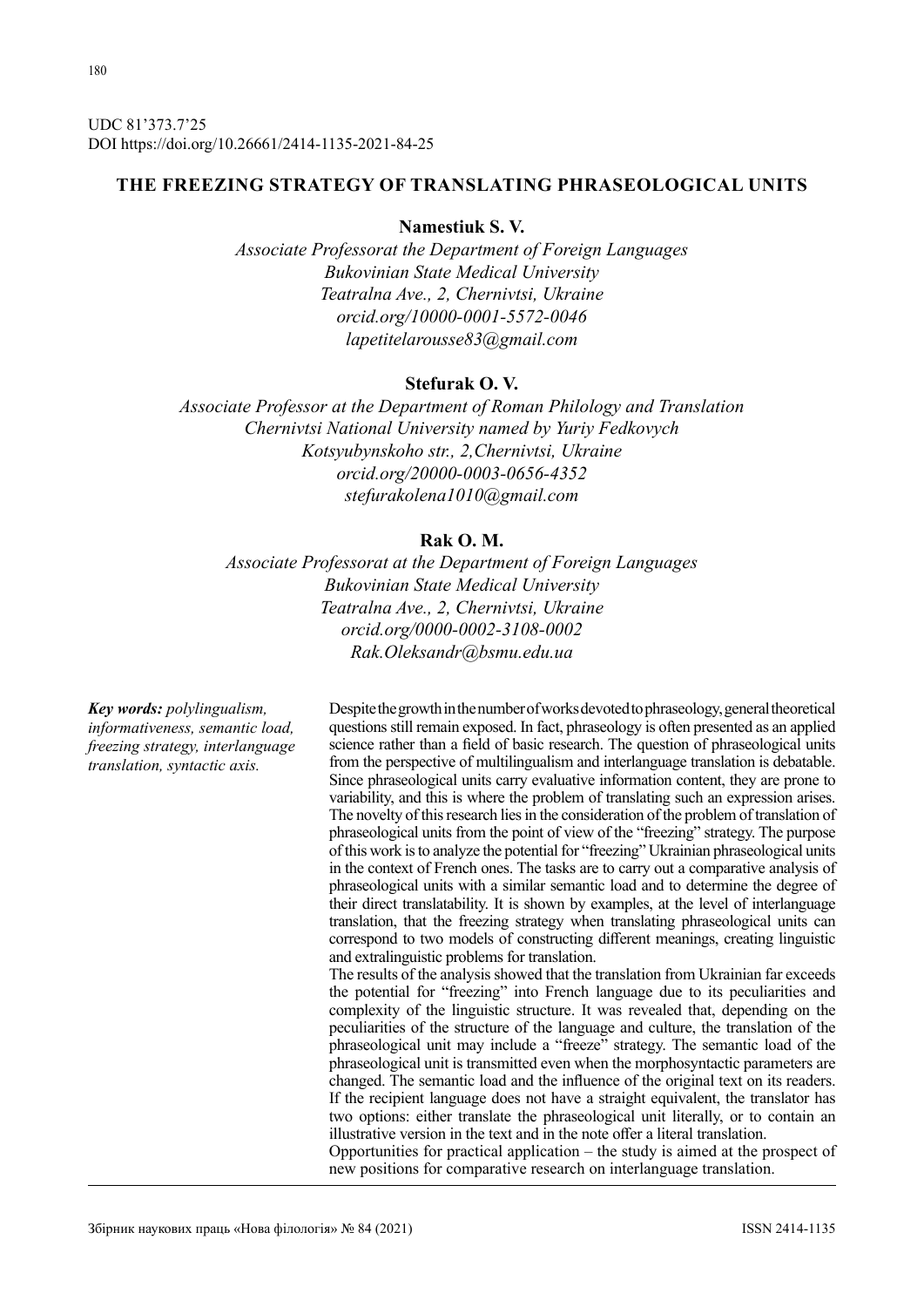UDC 81'373.7'25
DOI https://doi.org/10.26661/2414-1135-2021-84-25

# THE FREEZING STRATEGY OF TRANSLATING PHRASEOLOGICAL UNITS

**Namestiuk S. V.**

*Associate Professorat the Department of Foreign Languages*
*Bukovinian State Medical University*
*Teatralna Ave., 2, Chernivtsi, Ukraine*
*orcid.org/10000-0001-5572-0046*
*lapetitelarousse83@gmail.com*

**Stefurak O. V.**

*Associate Professor at the Department of Roman Philology and Translation*
*Chernivtsi National University named by Yuriy Fedkovych*
*Kotsyubynskoho str., 2,Chernivtsi, Ukraine*
*orcid.org/20000-0003-0656-4352*
*stefurakolena1010@gmail.com*

**Rak O. M.**

*Associate Professorat at the Department of Foreign Languages*
*Bukovinian State Medical University*
*Teatralna Ave., 2, Chernivtsi, Ukraine*
*orcid.org/0000-0002-3108-0002*
*Rak.Oleksandr@bsmu.edu.ua*

***Key words:** polylingualism, informativeness, semantic load, freezing strategy, interlanguage translation, syntactic axis.*

Despite the growth in the number of works devoted to phraseology, general theoretical questions still remain exposed. In fact, phraseology is often presented as an applied science rather than a field of basic research. The question of phraseological units from the perspective of multilingualism and interlanguage translation is debatable. Since phraseological units carry evaluative information content, they are prone to variability, and this is where the problem of translating such an expression arises. The novelty of this research lies in the consideration of the problem of translation of phraseological units from the point of view of the "freezing" strategy. The purpose of this work is to analyze the potential for "freezing" Ukrainian phraseological units in the context of French ones. The tasks are to carry out a comparative analysis of phraseological units with a similar semantic load and to determine the degree of their direct translatability. It is shown by examples, at the level of interlanguage translation, that the freezing strategy when translating phraseological units can correspond to two models of constructing different meanings, creating linguistic and extralinguistic problems for translation.

The results of the analysis showed that the translation from Ukrainian far exceeds the potential for "freezing" into French language due to its peculiarities and complexity of the linguistic structure. It was revealed that, depending on the peculiarities of the structure of the language and culture, the translation of the phraseological unit may include a "freeze" strategy. The semantic load of the phraseological unit is transmitted even when the morphosyntactic parameters are changed. The semantic load and the influence of the original text on its readers. If the recipient language does not have a straight equivalent, the translator has two options: either translate the phraseological unit literally, or to contain an illustrative version in the text and in the note offer a literal translation.

Opportunities for practical application – the study is aimed at the prospect of new positions for comparative research on interlanguage translation.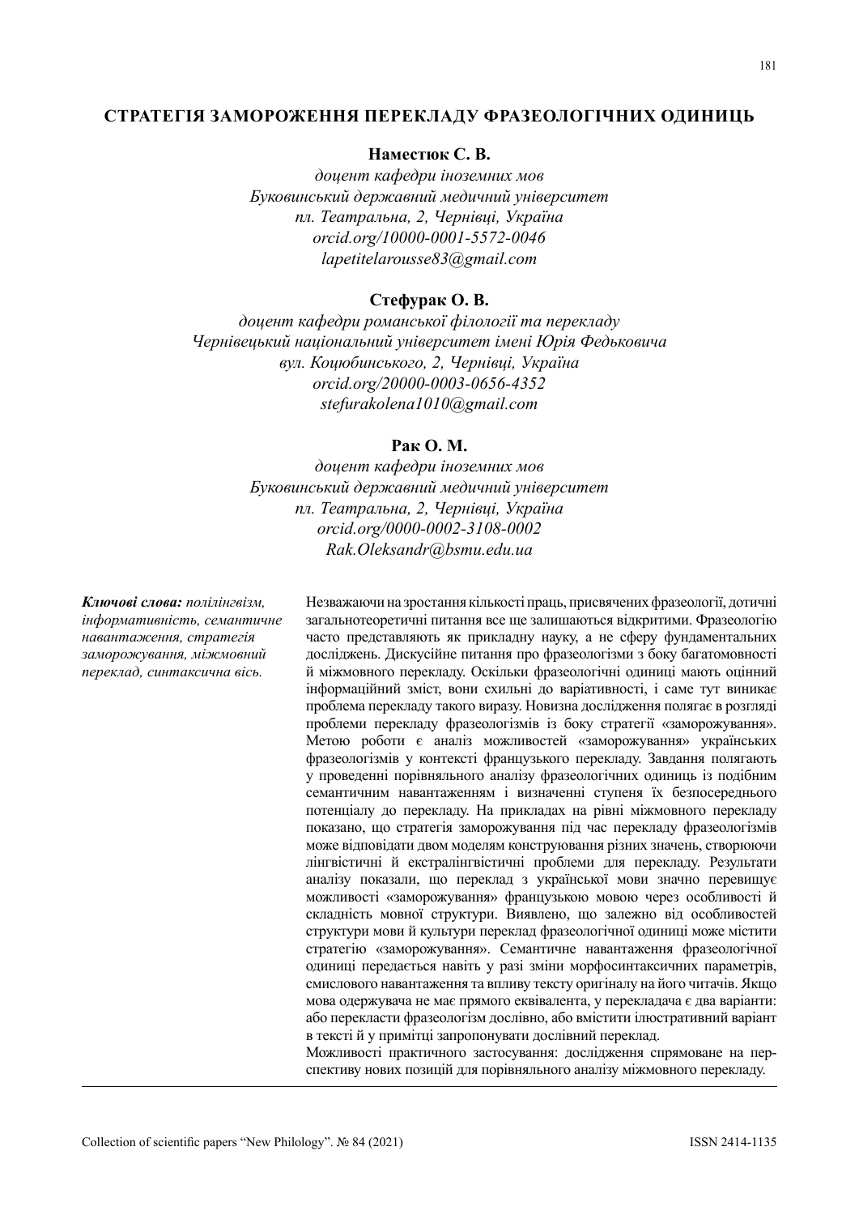## СТРАТЕГІЯ ЗАМОРОЖЕННЯ ПЕРЕКЛАДУ ФРАЗЕОЛОГІЧНИХ ОДИНИЦЬ

**Наместюк С. В.**

*доцент кафедри іноземних мов*
*Буковинський державний медичний університет*
*пл. Театральна, 2, Чернівці, Україна*
*orcid.org/10000-0001-5572-0046*
*lapetitelarousse83@gmail.com*

**Стефурак О. В.**

*доцент кафедри романської філології та перекладу*
*Чернівецький національний університет імені Юрія Федьковича*
*вул. Коцюбинського, 2, Чернівці, Україна*
*orcid.org/20000-0003-0656-4352*
*stefurakolena1010@gmail.com*

**Рак О. М.**

*доцент кафедри іноземних мов*
*Буковинський державний медичний університет*
*пл. Театральна, 2, Чернівці, Україна*
*orcid.org/0000-0002-3108-0002*
*Rak.Oleksandr@bsmu.edu.ua*

***Ключові слова:*** *полілінгвізм, інформативність, семантичне навантаження, стратегія заморожування, міжмовний переклад, синтаксична вісь.*

Незважаючи на зростання кількості праць, присвячених фразеології, дотичні загальнотеоретичні питання все ще залишаються відкритими. Фразеологію часто представляють як прикладну науку, а не сферу фундаментальних досліджень. Дискусійне питання про фразеологізми з боку багатомовності й міжмовного перекладу. Оскільки фразеологічні одиниці мають оцінний інформаційний зміст, вони схильні до варіативності, і саме тут виникає проблема перекладу такого виразу. Новизна дослідження полягає в розгляді проблеми перекладу фразеологізмів із боку стратегії «заморожування». Метою роботи є аналіз можливостей «заморожування» українських фразеологізмів у контексті французького перекладу. Завдання полягають у проведенні порівняльного аналізу фразеологічних одиниць із подібним семантичним навантаженням і визначенні ступеня їх безпосереднього потенціалу до перекладу. На прикладах на рівні міжмовного перекладу показано, що стратегія заморожування під час перекладу фразеологізмів може відповідати двом моделям конструювання різних значень, створюючи лінгвістичні й екстралінгвістичні проблеми для перекладу. Результати аналізу показали, що переклад з української мови значно перевищує можливості «заморожування» французькою мовою через особливості й складність мовної структури. Виявлено, що залежно від особливостей структури мови й культури переклад фразеологічної одиниці може містити стратегію «заморожування». Семантичне навантаження фразеологічної одиниці передається навіть у разі зміни морфосинтаксичних параметрів, смислового навантаження та впливу тексту оригіналу на його читачів. Якщо мова одержувача не має прямого еквівалента, у перекладача є два варіанти: або перекласти фразеологізм дослівно, або вмістити ілюстративний варіант в тексті й у примітці запропонувати дослівний переклад.

Можливості практичного застосування: дослідження спрямоване на перспективу нових позицій для порівняльного аналізу міжмовного перекладу.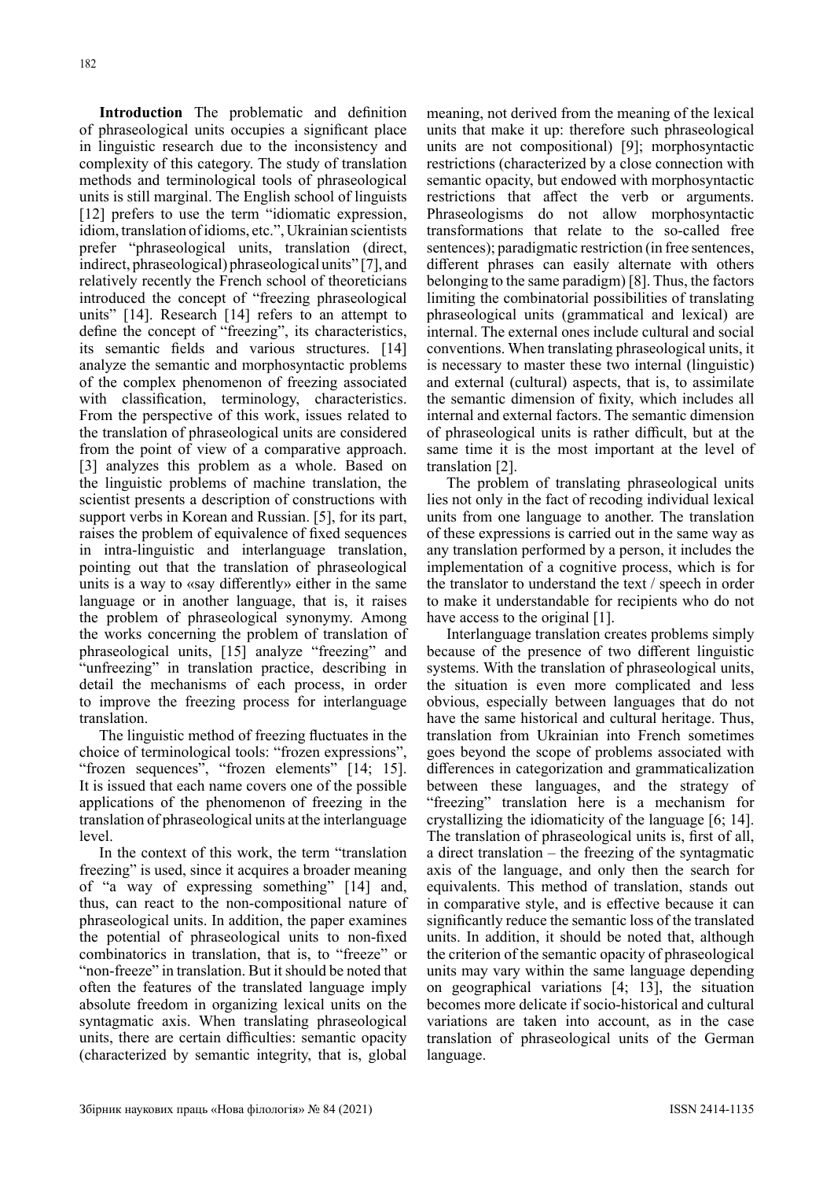**Introduction** The problematic and definition of phraseological units occupies a significant place in linguistic research due to the inconsistency and complexity of this category. The study of translation methods and terminological tools of phraseological units is still marginal. The English school of linguists [12] prefers to use the term "idiomatic expression, idiom, translation of idioms, etc.", Ukrainian scientists prefer "phraseological units, translation (direct, indirect, phraseological) phraseological units" [7], and relatively recently the French school of theoreticians introduced the concept of "freezing phraseological units" [14]. Research [14] refers to an attempt to define the concept of "freezing", its characteristics, its semantic fields and various structures. [14] analyze the semantic and morphosyntactic problems of the complex phenomenon of freezing associated with classification, terminology, characteristics. From the perspective of this work, issues related to the translation of phraseological units are considered from the point of view of a comparative approach. [3] analyzes this problem as a whole. Based on the linguistic problems of machine translation, the scientist presents a description of constructions with support verbs in Korean and Russian. [5], for its part, raises the problem of equivalence of fixed sequences in intra-linguistic and interlanguage translation, pointing out that the translation of phraseological units is a way to «say differently» either in the same language or in another language, that is, it raises the problem of phraseological synonymy. Among the works concerning the problem of translation of phraseological units, [15] analyze "freezing" and "unfreezing" in translation practice, describing in detail the mechanisms of each process, in order to improve the freezing process for interlanguage translation.

The linguistic method of freezing fluctuates in the choice of terminological tools: "frozen expressions", "frozen sequences", "frozen elements" [14; 15]. It is issued that each name covers one of the possible applications of the phenomenon of freezing in the translation of phraseological units at the interlanguage level.

In the context of this work, the term "translation freezing" is used, since it acquires a broader meaning of "a way of expressing something" [14] and, thus, can react to the non-compositional nature of phraseological units. In addition, the paper examines the potential of phraseological units to non-fixed combinatorics in translation, that is, to "freeze" or "non-freeze" in translation. But it should be noted that often the features of the translated language imply absolute freedom in organizing lexical units on the syntagmatic axis. When translating phraseological units, there are certain difficulties: semantic opacity (characterized by semantic integrity, that is, global meaning, not derived from the meaning of the lexical units that make it up: therefore such phraseological units are not compositional) [9]; morphosyntactic restrictions (characterized by a close connection with semantic opacity, but endowed with morphosyntactic restrictions that affect the verb or arguments. Phraseologisms do not allow morphosyntactic transformations that relate to the so-called free sentences); paradigmatic restriction (in free sentences, different phrases can easily alternate with others belonging to the same paradigm) [8]. Thus, the factors limiting the combinatorial possibilities of translating phraseological units (grammatical and lexical) are internal. The external ones include cultural and social conventions. When translating phraseological units, it is necessary to master these two internal (linguistic) and external (cultural) aspects, that is, to assimilate the semantic dimension of fixity, which includes all internal and external factors. The semantic dimension of phraseological units is rather difficult, but at the same time it is the most important at the level of translation [2].

The problem of translating phraseological units lies not only in the fact of recoding individual lexical units from one language to another. The translation of these expressions is carried out in the same way as any translation performed by a person, it includes the implementation of a cognitive process, which is for the translator to understand the text / speech in order to make it understandable for recipients who do not have access to the original [1].

Interlanguage translation creates problems simply because of the presence of two different linguistic systems. With the translation of phraseological units, the situation is even more complicated and less obvious, especially between languages that do not have the same historical and cultural heritage. Thus, translation from Ukrainian into French sometimes goes beyond the scope of problems associated with differences in categorization and grammaticalization between these languages, and the strategy of "freezing" translation here is a mechanism for crystallizing the idiomaticity of the language [6; 14]. The translation of phraseological units is, first of all, a direct translation – the freezing of the syntagmatic axis of the language, and only then the search for equivalents. This method of translation, stands out in comparative style, and is effective because it can significantly reduce the semantic loss of the translated units. In addition, it should be noted that, although the criterion of the semantic opacity of phraseological units may vary within the same language depending on geographical variations [4; 13], the situation becomes more delicate if socio-historical and cultural variations are taken into account, as in the case translation of phraseological units of the German language.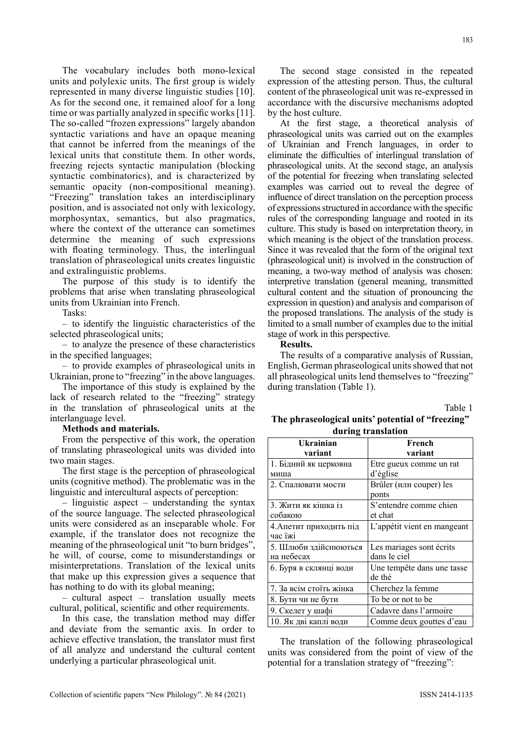The vocabulary includes both mono-lexical units and polylexic units. The first group is widely represented in many diverse linguistic studies [10]. As for the second one, it remained aloof for a long time or was partially analyzed in specific works [11]. The so-called "frozen expressions" largely abandon syntactic variations and have an opaque meaning that cannot be inferred from the meanings of the lexical units that constitute them. In other words, freezing rejects syntactic manipulation (blocking syntactic combinatorics), and is characterized by semantic opacity (non-compositional meaning). "Freezing" translation takes an interdisciplinary position, and is associated not only with lexicology, morphosyntax, semantics, but also pragmatics, where the context of the utterance can sometimes determine the meaning of such expressions with floating terminology. Thus, the interlingual translation of phraseological units creates linguistic and extralinguistic problems.

The purpose of this study is to identify the problems that arise when translating phraseological units from Ukrainian into French.

Tasks:

– to identify the linguistic characteristics of the selected phraseological units;

– to analyze the presence of these characteristics in the specified languages;

– to provide examples of phraseological units in Ukrainian, prone to "freezing" in the above languages.

The importance of this study is explained by the lack of research related to the "freezing" strategy in the translation of phraseological units at the interlanguage level.

**Methods and materials.**

From the perspective of this work, the operation of translating phraseological units was divided into two main stages.

The first stage is the perception of phraseological units (cognitive method). The problematic was in the linguistic and intercultural aspects of perception:

– linguistic aspect – understanding the syntax of the source language. The selected phraseological units were considered as an inseparable whole. For example, if the translator does not recognize the meaning of the phraseological unit "to burn bridges", he will, of course, come to misunderstandings or misinterpretations. Translation of the lexical units that make up this expression gives a sequence that has nothing to do with its global meaning;

– cultural aspect – translation usually meets cultural, political, scientific and other requirements.

In this case, the translation method may differ and deviate from the semantic axis. In order to achieve effective translation, the translator must first of all analyze and understand the cultural content underlying a particular phraseological unit.

The second stage consisted in the repeated expression of the attesting person. Thus, the cultural content of the phraseological unit was re-expressed in accordance with the discursive mechanisms adopted by the host culture.

At the first stage, a theoretical analysis of phraseological units was carried out on the examples of Ukrainian and French languages, in order to eliminate the difficulties of interlingual translation of phraseological units. At the second stage, an analysis of the potential for freezing when translating selected examples was carried out to reveal the degree of influence of direct translation on the perception process of expressions structured in accordance with the specific rules of the corresponding language and rooted in its culture. This study is based on interpretation theory, in which meaning is the object of the translation process. Since it was revealed that the form of the original text (phraseological unit) is involved in the construction of meaning, a two-way method of analysis was chosen: interpretive translation (general meaning, transmitted cultural content and the situation of pronouncing the expression in question) and analysis and comparison of the proposed translations. The analysis of the study is limited to a small number of examples due to the initial stage of work in this perspective.

**Results.**

The results of a comparative analysis of Russian, English, German phraseological units showed that not all phraseological units lend themselves to "freezing" during translation (Table 1).

Table 1

**The phraseological units' potential of "freezing" during translation**

| Ukrainian variant | French variant |
|---|---|
| 1. Бідний як церковна миша | Etre gueux comme un rat d'église |
| 2. Спалювати мости | Brûler (или couper) les ponts |
| 3. Жити як кішка із собакою | S'entendre comme chien et chat |
| 4.Апетит приходить під час їжі | L'appétit vient en mangeant |
| 5. Шлюби здійснюються на небесах | Les mariages sont écrits dans le ciel |
| 6. Буря в склянці води | Une tempête dans une tasse de thé |
| 7. За всім стоїть жінка | Cherchez la femme |
| 8. Бути чи не бути | To be or not to be |
| 9. Скелет у шафі | Cadavre dans l'armoire |
| 10. Як дві каплі води | Comme deux gouttes d'eau |

The translation of the following phraseological units was considered from the point of view of the potential for a translation strategy of "freezing":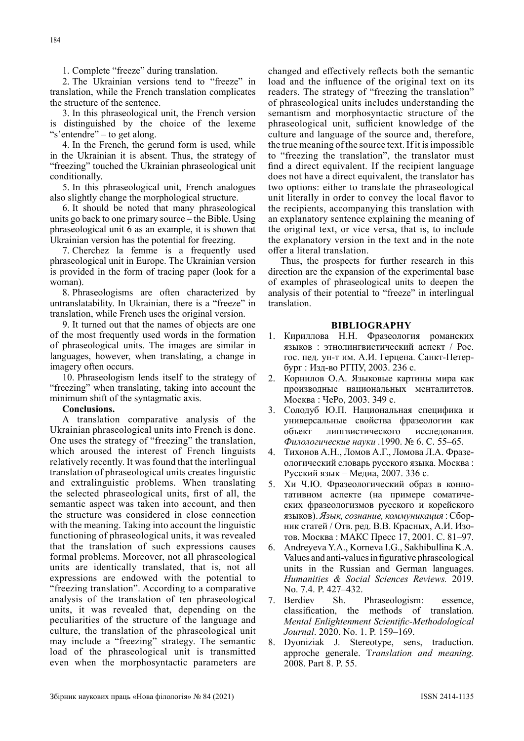1. Complete "freeze" during translation.

2. The Ukrainian versions tend to "freeze" in translation, while the French translation complicates the structure of the sentence.

3. In this phraseological unit, the French version is distinguished by the choice of the lexeme "s'entendre" – to get along.

4. In the French, the gerund form is used, while in the Ukrainian it is absent. Thus, the strategy of "freezing" touched the Ukrainian phraseological unit conditionally.

5. In this phraseological unit, French analogues also slightly change the morphological structure.

6. It should be noted that many phraseological units go back to one primary source – the Bible. Using phraseological unit 6 as an example, it is shown that Ukrainian version has the potential for freezing.

7. Cherchez la femme is a frequently used phraseological unit in Europe. The Ukrainian version is provided in the form of tracing paper (look for a woman).

8. Phraseologisms are often characterized by untranslatability. In Ukrainian, there is a "freeze" in translation, while French uses the original version.

9. It turned out that the names of objects are one of the most frequently used words in the formation of phraseological units. The images are similar in languages, however, when translating, a change in imagery often occurs.

10. Phraseologism lends itself to the strategy of "freezing" when translating, taking into account the minimum shift of the syntagmatic axis.

**Conclusions.**

A translation comparative analysis of the Ukrainian phraseological units into French is done. One uses the strategy of "freezing" the translation, which aroused the interest of French linguists relatively recently. It was found that the interlingual translation of phraseological units creates linguistic and extralinguistic problems. When translating the selected phraseological units, first of all, the semantic aspect was taken into account, and then the structure was considered in close connection with the meaning. Taking into account the linguistic functioning of phraseological units, it was revealed that the translation of such expressions causes formal problems. Moreover, not all phraseological units are identically translated, that is, not all expressions are endowed with the potential to "freezing translation". According to a comparative analysis of the translation of ten phraseological units, it was revealed that, depending on the peculiarities of the structure of the language and culture, the translation of the phraseological unit may include a "freezing" strategy. The semantic load of the phraseological unit is transmitted even when the morphosyntactic parameters are changed and effectively reflects both the semantic load and the influence of the original text on its readers. The strategy of "freezing the translation" of phraseological units includes understanding the semantism and morphosyntactic structure of the phraseological unit, sufficient knowledge of the culture and language of the source and, therefore, the true meaning of the source text. If it is impossible to "freezing the translation", the translator must find a direct equivalent. If the recipient language does not have a direct equivalent, the translator has two options: either to translate the phraseological unit literally in order to convey the local flavor to the recipients, accompanying this translation with an explanatory sentence explaining the meaning of the original text, or vice versa, that is, to include the explanatory version in the text and in the note offer a literal translation.

Thus, the prospects for further research in this direction are the expansion of the experimental base of examples of phraseological units to deepen the analysis of their potential to "freeze" in interlingual translation.

## BIBLIOGRAPHY

1. Кириллова Н.Н. Фразеология романских языков : этнолингвистический аспект / Рос. гос. пед. ун-т им. А.И. Герцена. Санкт-Петербург : Изд-во РГПУ, 2003. 236 с.
2. Корнилов О.А. Языковые картины мира как производные национальных менталитетов. Москва : ЧеРо, 2003. 349 с.
3. Солодуб Ю.П. Национальная специфика и универсальные свойства фразеологии как объект лингвистического исследования. *Филологические науки* .1990. № 6. С. 55–65.
4. Тихонов А.Н., Ломов А.Г., Ломова Л.А. Фразеологический словарь русского языка. Москва : Русский язык – Медиа, 2007. 336 с.
5. Хи Ч.Ю. Фразеологический образ в коннотативном аспекте (на примере соматических фразеологизмов русского и корейского языков). *Язык, сознание, коммуникация* : Сборник статей / Отв. ред. В.В. Красных, А.И. Изотов. Москва : МАКС Пресс 17, 2001. С. 81–97.
6. Andreyeva Y.A., Korneva I.G., Sakhibullina K.A. Values and anti-values in figurative phraseological units in the Russian and German languages. *Humanities & Social Sciences Reviews.* 2019. No. 7.4. P. 427–432.
7. Berdiev Sh. Phraseologism: essence, classification, the methods of translation. *Mental Enlightenment Scientific-Methodological Journal*. 2020. No. 1. P. 159–169.
8. Dyoniziak J. Stereotype, sens, traduction. approche generale. T*ranslation and meaning.* 2008. Part 8. P. 55.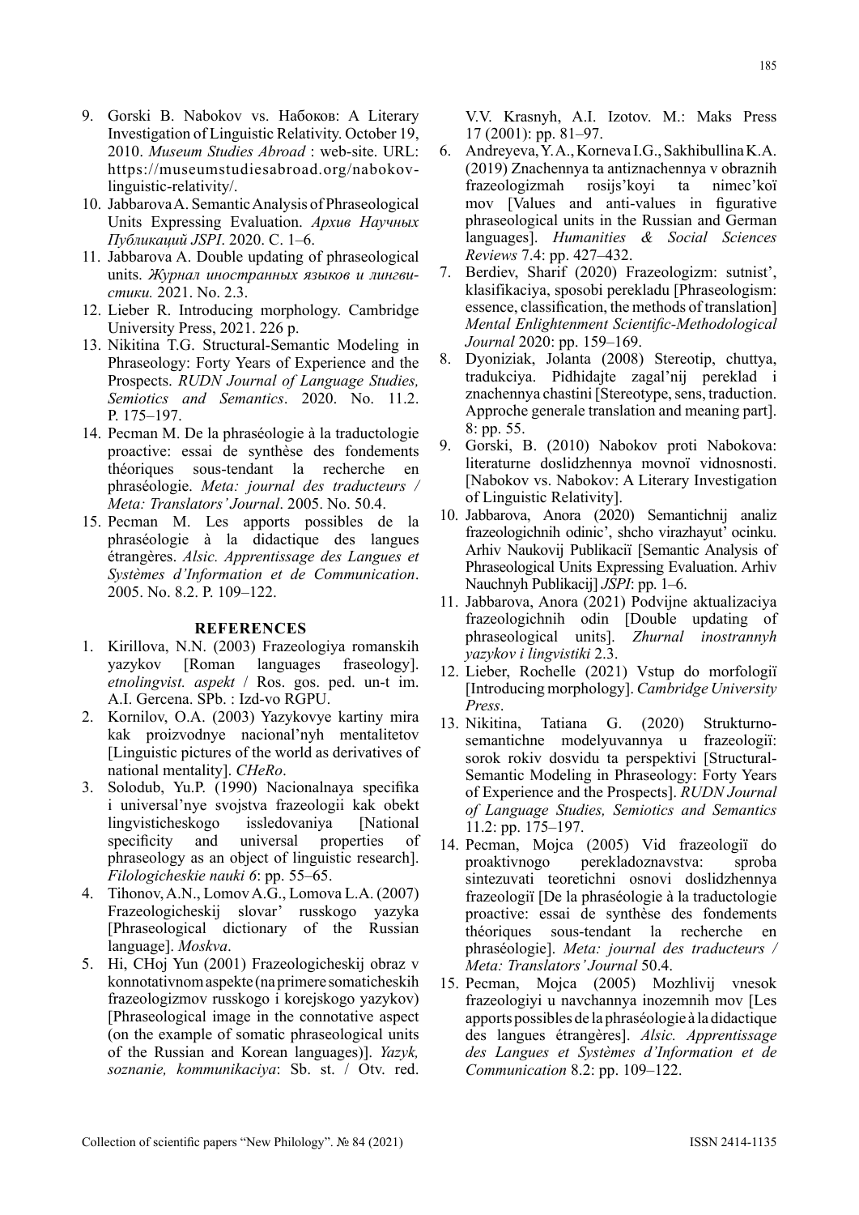9. Gorski B. Nabokov vs. Набоков: A Literary Investigation of Linguistic Relativity. October 19, 2010. *Museum Studies Abroad* : web-site. URL: https://museumstudiesabroad.org/nabokov-linguistic-relativity/.
10. Jabbarova A. Semantic Analysis of Phraseological Units Expressing Evaluation. *Архив Научных Публикаций JSPI*. 2020. С. 1–6.
11. Jabbarova A. Double updating of phraseological units. *Журнал иностранных языков и лингвистики.* 2021. No. 2.3.
12. Lieber R. Introducing morphology. Cambridge University Press, 2021. 226 p.
13. Nikitina T.G. Structural-Semantic Modeling in Phraseology: Forty Years of Experience and the Prospects. *RUDN Journal of Language Studies, Semiotics and Semantics*. 2020. No. 11.2. P. 175–197.
14. Pecman M. De la phraséologie à la traductologie proactive: essai de synthèse des fondements théoriques sous-tendant la recherche en phraséologie. *Meta: journal des traducteurs / Meta: Translators' Journal*. 2005. No. 50.4.
15. Pecman M. Les apports possibles de la phraséologie à la didactique des langues étrangères. *Alsic. Apprentissage des Langues et Systèmes d'Information et de Communication*. 2005. No. 8.2. P. 109–122.

## REFERENCES

1. Kirillova, N.N. (2003) Frazeologiya romanskih yazykov [Roman languages fraseology]. *etnolingvist. aspekt* / Ros. gos. ped. un-t im. A.I. Gercena. SPb. : Izd-vo RGPU.
2. Kornilov, O.A. (2003) Yazykovye kartiny mira kak proizvodnye nacional'nyh mentalitetov [Linguistic pictures of the world as derivatives of national mentality]. *CHeRo*.
3. Solodub, Yu.P. (1990) Nacionalnaya specifika i universal'nye svojstva frazeologii kak obekt lingvisticheskogo issledovaniya [National specificity and universal properties of phraseology as an object of linguistic research]. *Filologicheskie nauki 6*: pp. 55–65.
4. Tihonov, A.N., Lomov A.G., Lomova L.A. (2007) Frazeologicheskij slovar' russkogo yazyka [Phraseological dictionary of the Russian language]. *Moskva*.
5. Hi, CHoj Yun (2001) Frazeologicheskij obraz v konnotativnom aspekte (na primere somaticheskih frazeologizmov russkogo i korejskogo yazykov) [Phraseological image in the connotative aspect (on the example of somatic phraseological units of the Russian and Korean languages)]. *Yazyk, soznanie, kommunikaciya*: Sb. st. / Otv. red. V.V. Krasnyh, A.I. Izotov. M.: Maks Press 17 (2001): pp. 81–97.
6. Andreyeva, Y.A., Korneva I.G., Sakhibullina K.A. (2019) Znachennya ta antiznachennya v obraznih frazeologizmah rosijs'koyi ta nimec'koï mov [Values and anti-values in figurative phraseological units in the Russian and German languages]. *Humanities & Social Sciences Reviews* 7.4: pp. 427–432.
7. Berdiev, Sharif (2020) Frazeologizm: sutnist', klasifikaciya, sposobi perekladu [Phraseologism: essence, classification, the methods of translation] *Mental Enlightenment Scientific-Methodological Journal* 2020: pp. 159–169.
8. Dyoniziak, Jolanta (2008) Stereotip, chuttya, tradukciya. Pidhidajte zagal'nij pereklad i znachennya chastini [Stereotype, sens, traduction. Approche generale translation and meaning part]. 8: pp. 55.
9. Gorski, B. (2010) Nabokov proti Nabokova: literaturne doslidzhennya movnoï vidnosnosti. [Nabokov vs. Nabokov: A Literary Investigation of Linguistic Relativity].
10. Jabbarova, Anora (2020) Semantichnij analiz frazeologichnih odinic', shcho virazhayut' ocinku. Arhiv Naukovij Publikacii [Semantic Analysis of Phraseological Units Expressing Evaluation. Arhiv Nauchnyh Publikacij] *JSPI*: pp. 1–6.
11. Jabbarova, Anora (2021) Podvijne aktualizaciya frazeologichnih odin [Double updating of phraseological units]. *Zhurnal inostrannyh yazykov i lingvistiki* 2.3.
12. Lieber, Rochelle (2021) Vstup do morfologiï [Introducing morphology]. *Cambridge University Press*.
13. Nikitina, Tatiana G. (2020) Strukturno-semantichne modelyuvannya u frazeologiï: sorok rokiv dosvidu ta perspektivi [Structural-Semantic Modeling in Phraseology: Forty Years of Experience and the Prospects]. *RUDN Journal of Language Studies, Semiotics and Semantics* 11.2: pp. 175–197.
14. Pecman, Mojca (2005) Vid frazeologiï do proaktivnogo perekladoznavstva: sproba sintezuvati teoretichni osnovi doslidzhennya frazeologiï [De la phraséologie à la traductologie proactive: essai de synthèse des fondements théoriques sous-tendant la recherche en phraséologie]. *Meta: journal des traducteurs / Meta: Translators' Journal* 50.4.
15. Pecman, Mojca (2005) Mozhlivij vnesok frazeologiyi u navchannya inozemnih mov [Les apports possibles de la phraséologie à la didactique des langues étrangères]. *Alsic. Apprentissage des Langues et Systèmes d'Information et de Communication* 8.2: pp. 109–122.